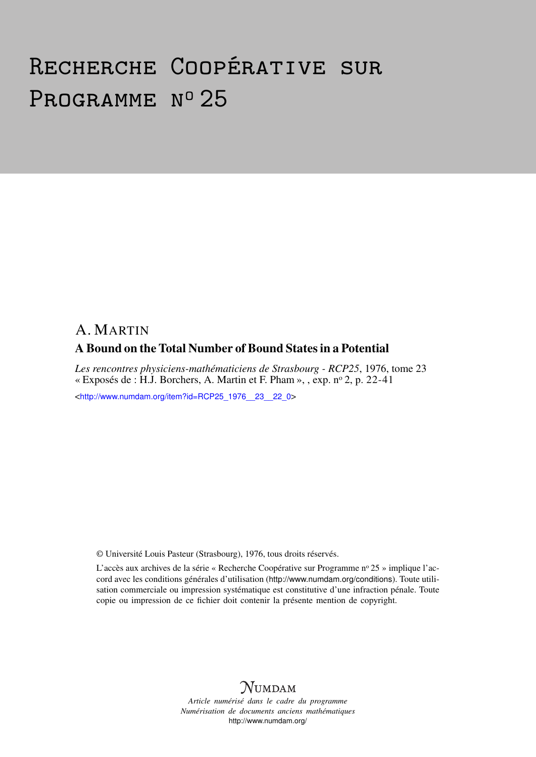# Recherche Coopérative sur Programme n° 25

A. MARTIN

## A Bound on the Total Number of Bound States in a Potential

*Les rencontres physiciens-mathématiciens de Strasbourg - RCP25*, 1976, tome 23
« Exposés de : H.J. Borchers, A. Martin et F. Pham », , exp. n° 2, p. 22-41

<http://www.numdam.org/item?id=RCP25_1976__23__22_0>

© Université Louis Pasteur (Strasbourg), 1976, tous droits réservés.

L'accès aux archives de la série « Recherche Coopérative sur Programme n° 25 » implique l'accord avec les conditions générales d'utilisation (http://www.numdam.org/conditions). Toute utilisation commerciale ou impression systématique est constitutive d'une infraction pénale. Toute copie ou impression de ce fichier doit contenir la présente mention de copyright.

NUMDAM

*Article numérisé dans le cadre du programme*
*Numérisation de documents anciens mathématiques*
http://www.numdam.org/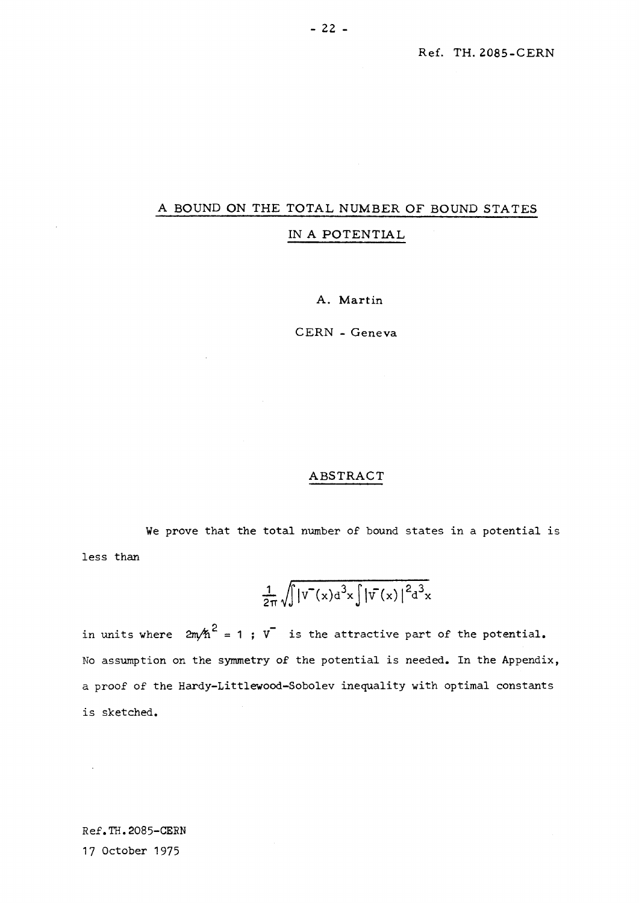Ref. TH.2085-CERN

# A BOUND ON THE TOTAL NUMBER OF BOUND STATES IN A POTENTIAL

A. Martin

CERN - Geneva

## ABSTRACT

We prove that the total number of bound states in a potential is less than

$$\frac{1}{2\pi}\sqrt{\int |V^{-}(x)d^3x \int |V^{-}(x)|^2 d^3x}$$

in units where $2m/\hbar^2 = 1$ ; $V^-$ is the attractive part of the potential. No assumption on the symmetry of the potential is needed. In the Appendix, a proof of the Hardy-Littlewood-Sobolev inequality with optimal constants is sketched.

Ref.TH.2085-CERN
17 October 1975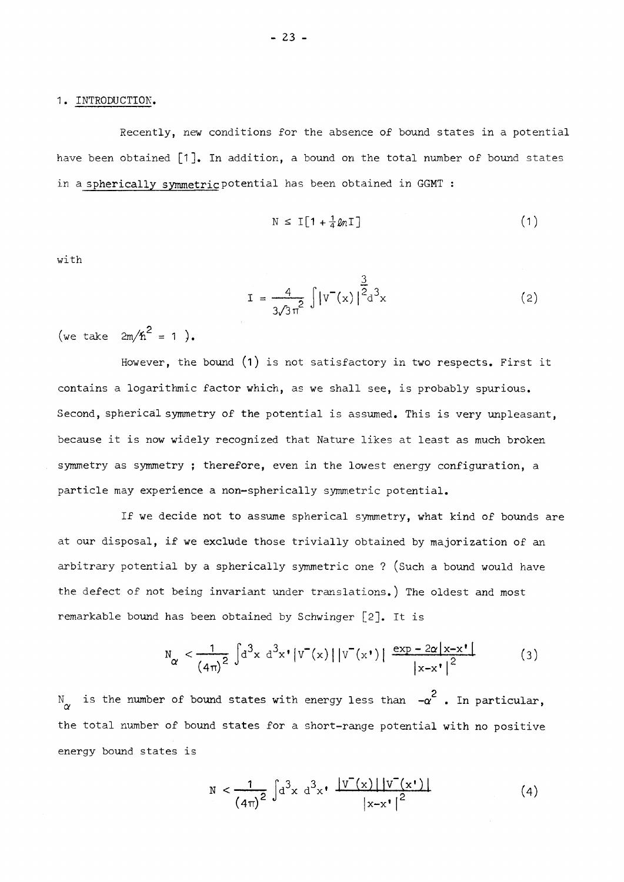## 1. INTRODUCTION.

Recently, new conditions for the absence of bound states in a potential have been obtained [1]. In addition, a bound on the total number of bound states in a spherically symmetric potential has been obtained in GGMT :

$$N \leq I[1 + \tfrac{1}{4}\ln I] \tag{1}$$

with

$$I = \frac{4}{3\sqrt{3}\pi^2} \int |V^-(x)|^{\frac{3}{2}} d^3x \tag{2}$$

(we take $2m/\hbar^2 = 1$ ).

However, the bound (1) is not satisfactory in two respects. First it contains a logarithmic factor which, as we shall see, is probably spurious. Second, spherical symmetry of the potential is assumed. This is very unpleasant, because it is now widely recognized that Nature likes at least as much broken symmetry as symmetry ; therefore, even in the lowest energy configuration, a particle may experience a non-spherically symmetric potential.

If we decide not to assume spherical symmetry, what kind of bounds are at our disposal, if we exclude those trivially obtained by majorization of an arbitrary potential by a spherically symmetric one ? (Such a bound would have the defect of not being invariant under translations.) The oldest and most remarkable bound has been obtained by Schwinger [2]. It is

$$N_\alpha < \frac{1}{(4\pi)^2} \int d^3x \, d^3x' \, |V^-(x)| \, |V^-(x')| \, \frac{\exp - 2\alpha|x-x'|}{|x-x'|^2} \tag{3}$$

$N_\alpha$ is the number of bound states with energy less than $-\alpha^2$ . In particular, the total number of bound states for a short-range potential with no positive energy bound states is

$$N < \frac{1}{(4\pi)^2} \int d^3x \, d^3x' \, \frac{|V^-(x)| \, |V^-(x')|}{|x-x'|^2} \tag{4}$$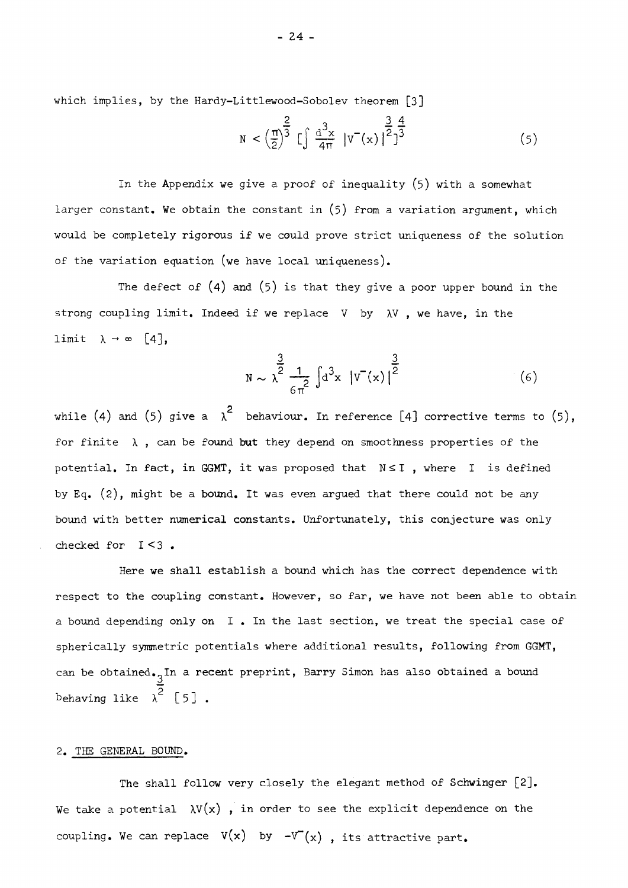which implies, by the Hardy-Littlewood-Sobolev theorem [3]

$$N < \left(\frac{\pi}{2}\right)^{\frac{2}{3}} \left[\int \frac{d^3x}{4\pi} \, |V^-(x)|^{\frac{3}{2}}\right]^{\frac{4}{3}} \tag{5}$$

In the Appendix we give a proof of inequality (5) with a somewhat larger constant. We obtain the constant in (5) from a variation argument, which would be completely rigorous if we could prove strict uniqueness of the solution of the variation equation (we have local uniqueness).

The defect of (4) and (5) is that they give a poor upper bound in the strong coupling limit. Indeed if we replace $V$ by $\lambda V$, we have, in the limit $\lambda \to \infty$ [4],

$$N \sim \lambda^{\frac{3}{2}} \frac{1}{6\pi^2} \int d^3x \, |V^-(x)|^{\frac{3}{2}} \tag{6}$$

while (4) and (5) give a $\lambda^2$ behaviour. In reference [4] corrective terms to (5), for finite $\lambda$, can be found but they depend on smoothness properties of the potential. In fact, in GGMT, it was proposed that $N \leq I$, where $I$ is defined by Eq. (2), might be a bound. It was even argued that there could not be any bound with better numerical constants. Unfortunately, this conjecture was only checked for $I < 3$.

Here we shall establish a bound which has the correct dependence with respect to the coupling constant. However, so far, we have not been able to obtain a bound depending only on $I$. In the last section, we treat the special case of spherically symmetric potentials where additional results, following from GGMT, can be obtained. In a recent preprint, Barry Simon has also obtained a bound behaving like $\lambda^{\frac{3}{2}}$ [5].

## 2. THE GENERAL BOUND.

The shall follow very closely the elegant method of Schwinger [2]. We take a potential $\lambda V(x)$, in order to see the explicit dependence on the coupling. We can replace $V(x)$ by $-V^-(x)$, its attractive part.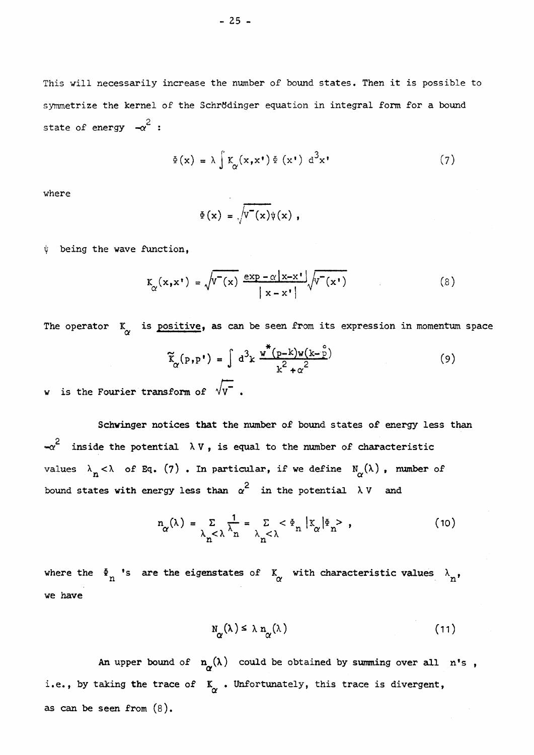This will necessarily increase the number of bound states. Then it is possible to symmetrize the kernel of the Schrödinger equation in integral form for a bound state of energy $-\alpha^2$ :

$$\Phi(x) = \lambda \int K_\alpha(x,x') \, \Phi(x') \, d^3x' \tag{7}$$

where

$$\Phi(x) = \sqrt{V^-(x)}\psi(x) \, ,$$

$\psi$ being the wave function,

$$K_\alpha(x,x') = \sqrt{V^-(x)} \, \frac{\exp - \alpha|x-x'|}{|x-x'|} \sqrt{V^-(x')} \tag{8}$$

The operator $K_\alpha$ is <u>positive</u>, as can be seen from its expression in momentum space

$$\tilde{K}_\alpha(p,p') = \int d^3k \, \frac{w^*(p-k)w(k-\overset{\circ}{p})}{k^2+\alpha^2} \tag{9}$$

$w$ is the Fourier transform of $\sqrt{V^-}$ .

Schwinger notices that the number of bound states of energy less than $-\alpha^2$ inside the potential $\lambda V$, is equal to the number of characteristic values $\lambda_n < \lambda$ of Eq. (7) . In particular, if we define $N_\alpha(\lambda)$ , number of bound states with energy less than $\alpha^2$ in the potential $\lambda V$ and

$$n_\alpha(\lambda) = \sum_{\lambda_n<\lambda} \frac{1}{\lambda_n} = \sum_{\lambda_n<\lambda} < \Phi_n |K_\alpha| \Phi_n > \, , \tag{10}$$

where the $\Phi_n$ 's are the eigenstates of $K_\alpha$ with characteristic values $\lambda_n$, we have

$$N_\alpha(\lambda) \leq \lambda \, n_\alpha(\lambda) \tag{11}$$

An upper bound of $n_\alpha(\lambda)$ could be obtained by summing over all n's , i.e., by taking the trace of $K_\alpha$ . Unfortunately, this trace is divergent, as can be seen from (8).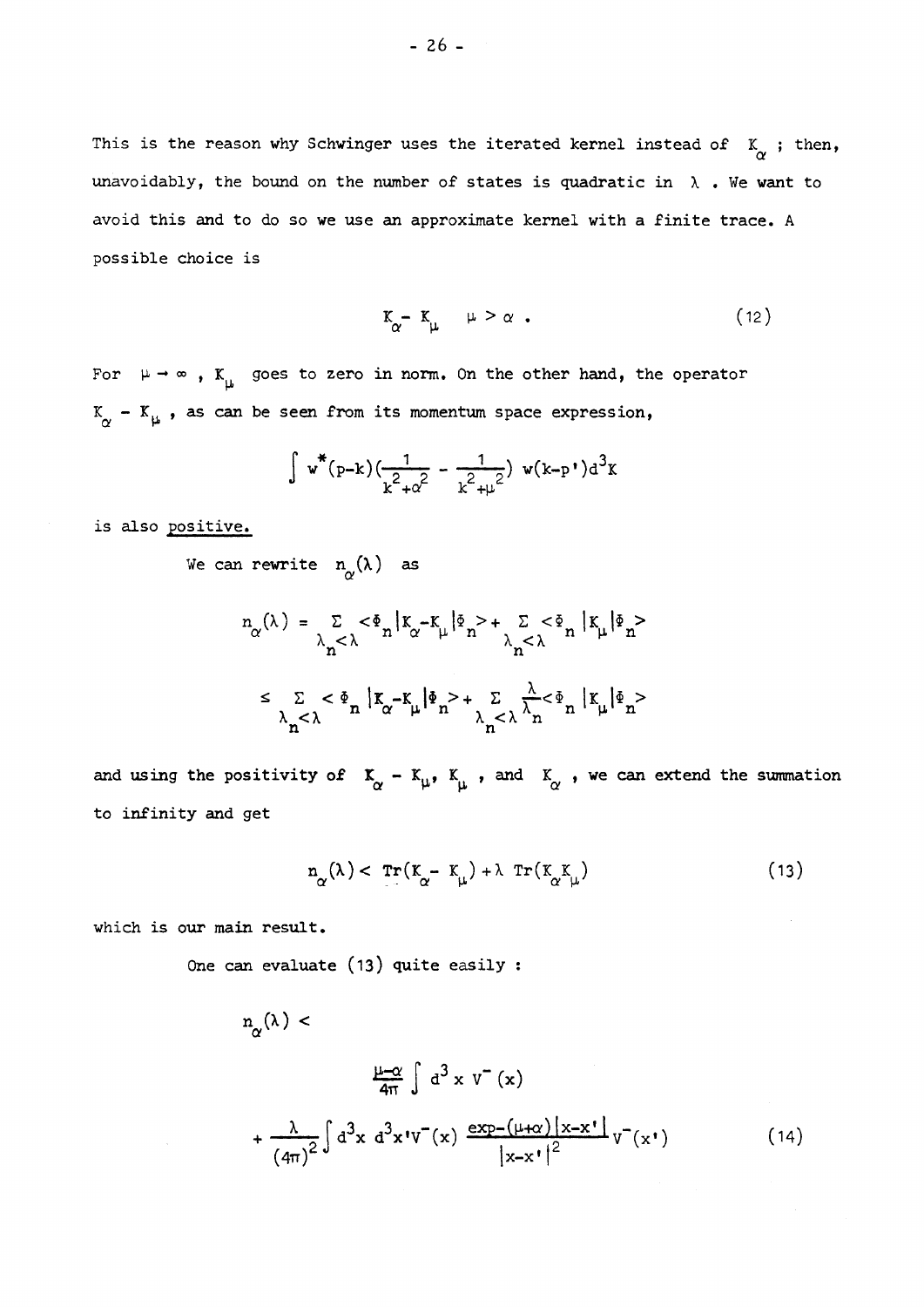This is the reason why Schwinger uses the iterated kernel instead of $K_\alpha$ ; then, unavoidably, the bound on the number of states is quadratic in $\lambda$ . We want to avoid this and to do so we use an approximate kernel with a finite trace. A possible choice is

$$K_\alpha - K_\mu \quad \mu > \alpha \, . \tag{12}$$

For $\mu \to \infty$ , $K_\mu$ goes to zero in norm. On the other hand, the operator $K_\alpha - K_\mu$ , as can be seen from its momentum space expression,

$$\int w^*(p-k)\left(\frac{1}{k^2+\alpha^2} - \frac{1}{k^2+\mu^2}\right) w(k-p')d^3k$$

is also positive.

We can rewrite $n_\alpha(\lambda)$ as

$$n_\alpha(\lambda) = \sum_{\lambda_n<\lambda} \langle\Phi_n|K_\alpha - K_\mu|\Phi_n\rangle + \sum_{\lambda_n<\lambda} \langle\Phi_n|K_\mu|\Phi_n\rangle$$

$$\leq \sum_{\lambda_n<\lambda} \langle\Phi_n|K_\alpha - K_\mu|\Phi_n\rangle + \sum_{\lambda_n<\lambda} \frac{\lambda}{\lambda_n}\langle\Phi_n|K_\mu|\Phi_n\rangle$$

and using the positivity of $K_\alpha - K_\mu$, $K_\mu$ , and $K_\alpha$ , we can extend the summation to infinity and get

$$n_\alpha(\lambda) < \mathrm{Tr}(K_\alpha - K_\mu) + \lambda \, \mathrm{Tr}(K_\alpha K_\mu) \tag{13}$$

which is our main result.

One can evaluate (13) quite easily :

$$n_\alpha(\lambda) < \frac{\mu-\alpha}{4\pi}\int d^3x \, V^-(x) + \frac{\lambda}{(4\pi)^2}\int d^3x \, d^3x' V^-(x) \, \frac{\exp-(\mu+\alpha)|x-x'|}{|x-x'|^2} V^-(x') \tag{14}$$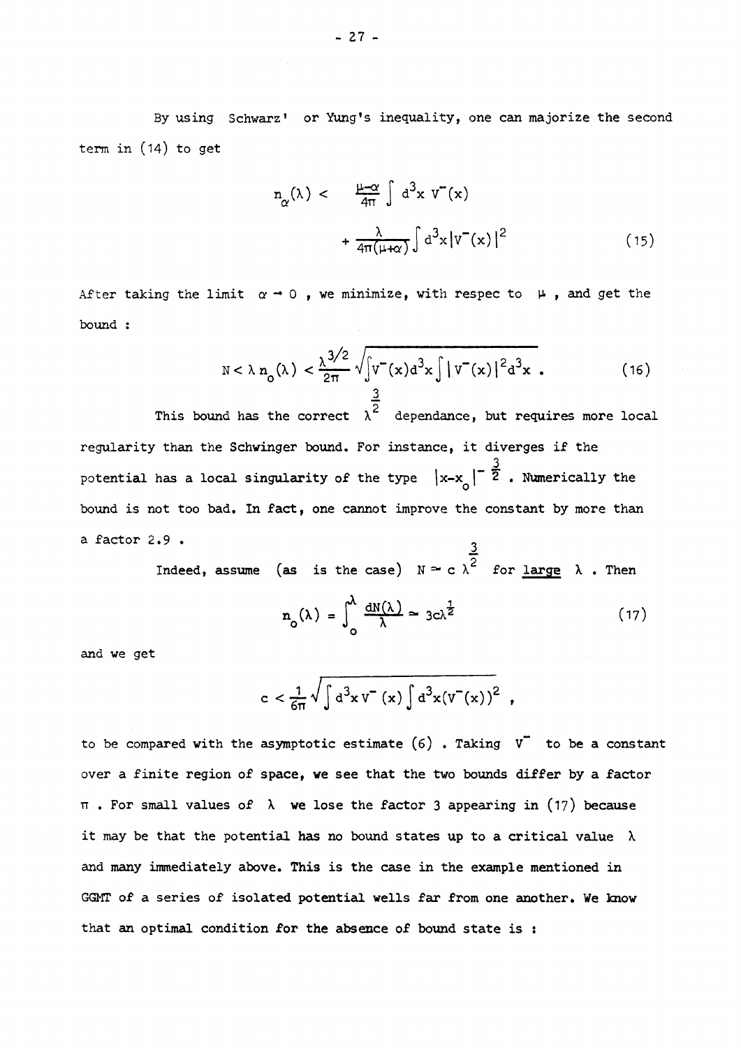By using Schwarz' or Yung's inequality, one can majorize the second term in (14) to get

$$n_\alpha(\lambda) < \frac{\mu-\alpha}{4\pi} \int d^3x \, V^-(x) + \frac{\lambda}{4\pi(\mu+\alpha)} \int d^3x |V^-(x)|^2 \tag{15}$$

After taking the limit $\alpha \to 0$, we minimize, with respec to $\mu$, and get the bound :

$$N < \lambda \, n_o(\lambda) < \frac{\lambda^{3/2}}{2\pi} \sqrt{\int V^-(x) d^3x \int |V^-(x)|^2 d^3x} \, . \tag{16}$$

This bound has the correct $\lambda^{\frac{3}{2}}$ dependance, but requires more local regularity than the Schwinger bound. For instance, it diverges if the potential has a local singularity of the type $|x-x_o|^{-\frac{3}{2}}$. Numerically the bound is not too bad. In fact, one cannot improve the constant by more than a factor 2.9 .

Indeed, assume (as is the case) $N \simeq c \, \lambda^{\frac{3}{2}}$ for <u>large</u> $\lambda$ . Then

$$n_o(\lambda) = \int_o^\lambda \frac{dN(\lambda)}{\lambda} \simeq 3c\lambda^{\frac{1}{2}} \tag{17}$$

and we get

$$c < \frac{1}{6\pi} \sqrt{\int d^3x \, V^-(x) \int d^3x (V^-(x))^2} \, ,$$

to be compared with the asymptotic estimate (6) . Taking $V^-$ to be a constant over a finite region of space, we see that the two bounds differ by a factor $\pi$ . For small values of $\lambda$ we lose the factor 3 appearing in (17) because it may be that the potential has no bound states up to a critical value $\lambda$ and many immediately above. This is the case in the example mentioned in GGMT of a series of isolated potential wells far from one another. We know that an optimal condition for the absence of bound state is :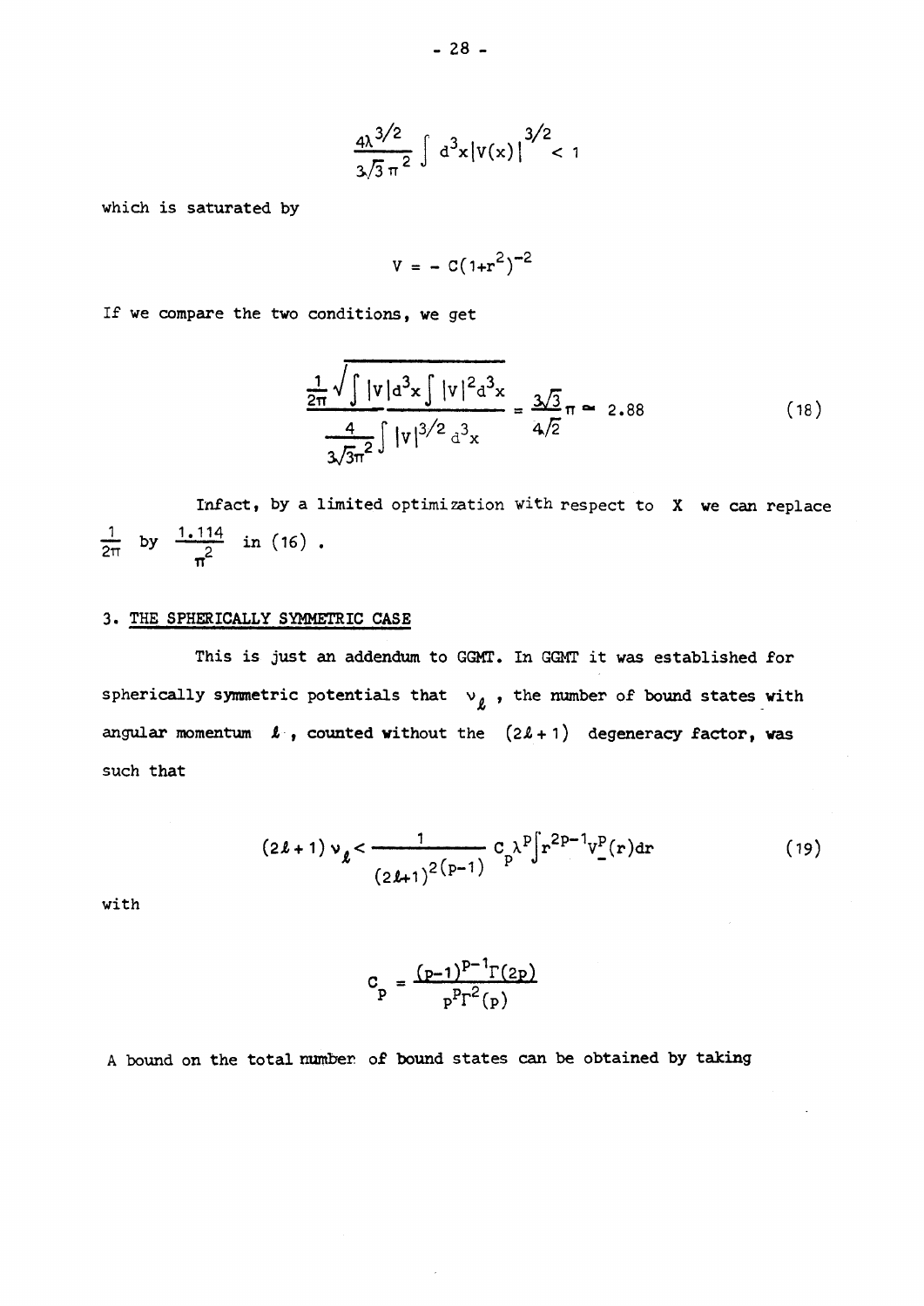$$\frac{4\lambda^{3/2}}{3\sqrt{3}\,\pi^2} \int d^3x |V(x)|^{3/2} < 1$$

which is saturated by

$$V = -\,C(1+r^2)^{-2}$$

If we compare the two conditions, we get

$$\frac{\frac{1}{2\pi}\sqrt{\int |V| d^3x \int |V|^2 d^3x}}{\frac{4}{3\sqrt{3}\pi^2}\int |V|^{3/2}\, d^3x} = \frac{3\sqrt{3}}{4\sqrt{2}}\pi \simeq 2.88 \tag{18}$$

Infact, by a limited optimization with respect to $X$ we can replace $\frac{1}{2\pi}$ by $\frac{1.114}{\pi^2}$ in (16).

### 3. THE SPHERICALLY SYMMETRIC CASE

This is just an addendum to GGMT. In GGMT it was established for spherically symmetric potentials that $\nu_\ell$, the number of bound states with angular momentum $\ell$, counted without the $(2\ell+1)$ degeneracy factor, was such that

$$(2\ell+1)\,\nu_\ell < \frac{1}{(2\ell+1)^{2(p-1)}}\, C_p \lambda^p \int r^{2p-1} V_-^p(r)\, dr \tag{19}$$

with

$$C_p = \frac{(p-1)^{p-1}\Gamma(2p)}{p^p \Gamma^2(p)}$$

A bound on the total number of bound states can be obtained by taking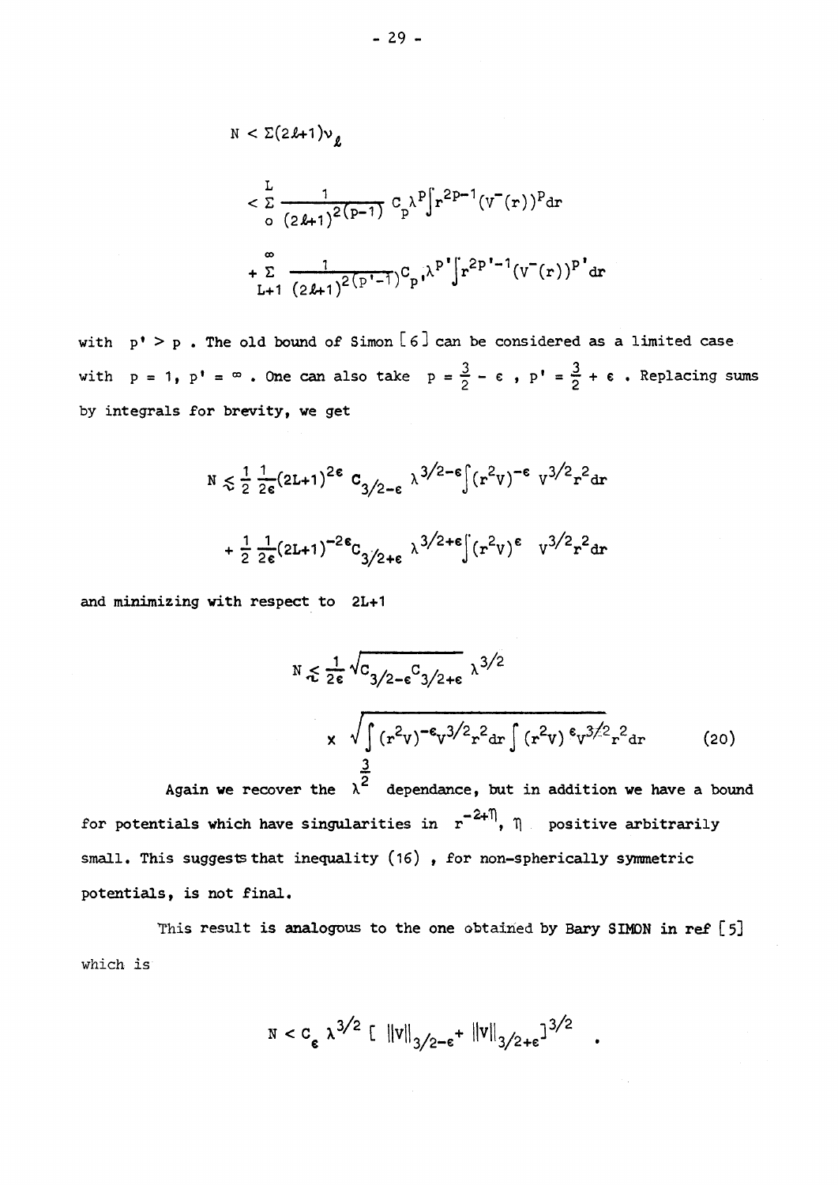$$N < \Sigma(2\ell+1)\nu_\ell$$

$$< \sum_{o}^{L} \frac{1}{(2\ell+1)^{2(p-1)}} C_p \lambda^p \int r^{2p-1}(V^-(r))^p dr$$

$$+ \sum_{L+1}^{\infty} \frac{1}{(2\ell+1)^{2(p'-1)}} C_{p'} \lambda^{p'} \int r^{2p'-1}(V^-(r))^{p'} dr$$

with $p' > p$. The old bound of Simon [6] can be considered as a limited case with $p = 1$, $p' = \infty$. One can also take $p = \frac{3}{2} - \epsilon$, $p' = \frac{3}{2} + \epsilon$. Replacing sums by integrals for brevity, we get

$$N \lesssim \frac{1}{2}\,\frac{1}{2\epsilon}(2L+1)^{2\epsilon}\, C_{3/2-\epsilon}\, \lambda^{3/2-\epsilon} \int (r^2 V)^{-\epsilon}\, V^{3/2} r^2 dr$$

$$+ \frac{1}{2}\,\frac{1}{2\epsilon}(2L+1)^{-2\epsilon} C_{3/2+\epsilon}\, \lambda^{3/2+\epsilon} \int (r^2 V)^{\epsilon}\, V^{3/2} r^2 dr$$

and minimizing with respect to $2L+1$

$$N \lesssim \frac{1}{2\epsilon} \sqrt{C_{3/2-\epsilon} C_{3/2+\epsilon}}\, \lambda^{3/2}$$

$$\times \sqrt{\int (r^2 V)^{-\epsilon} V^{3/2} r^2 dr \int (r^2 V)^{\epsilon} V^{3/2} r^2 dr} \qquad (20)$$

Again we recover the $\lambda^{\frac{3}{2}}$ dependance, but in addition we have a bound for potentials which have singularities in $r^{-2+\eta}$, $\eta$ positive arbitrarily small. This suggests that inequality (16), for non-spherically symmetric potentials, is not final.

This result is analogous to the one obtained by Bary SIMON in ref [5] which is

$$N < C_\epsilon\, \lambda^{3/2} \left[\, \|V\|_{3/2-\epsilon} + \|V\|_{3/2+\epsilon} \right]^{3/2} \quad .$$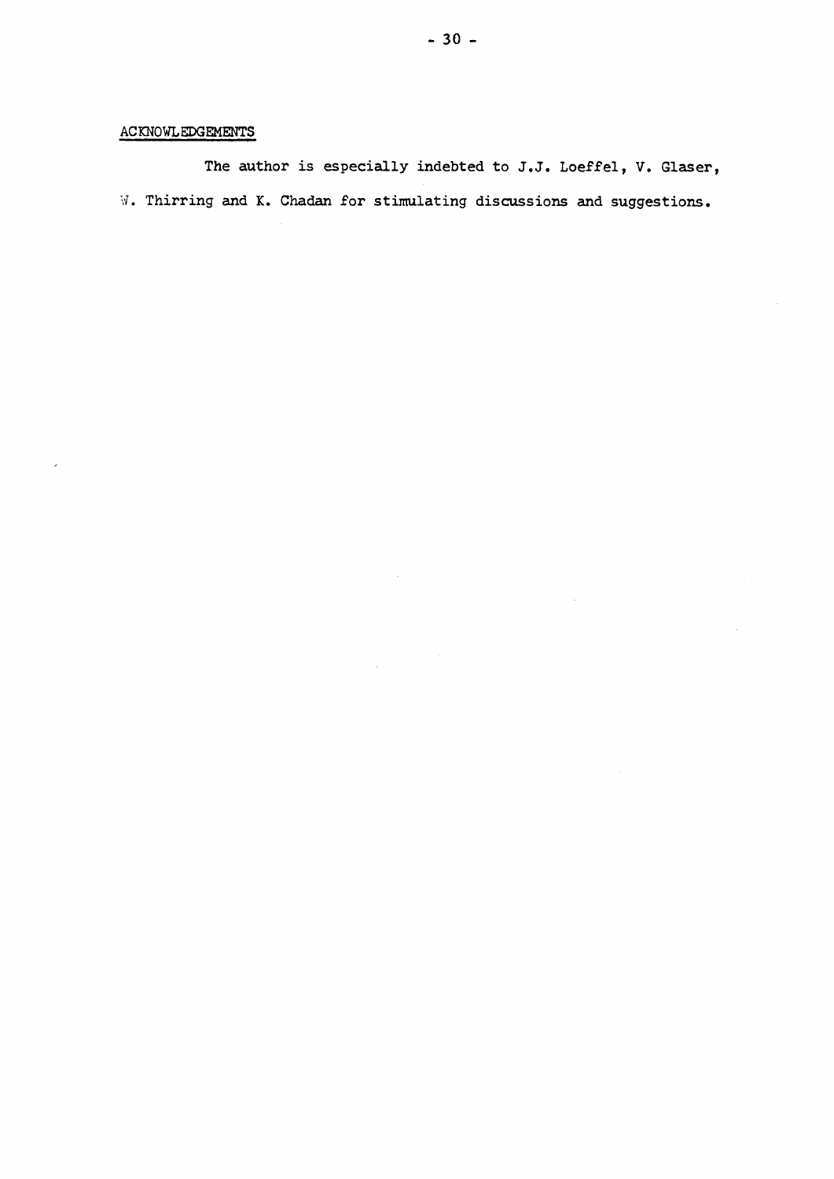## ACKNOWLEDGEMENTS

The author is especially indebted to J.J. Loeffel, V. Glaser, W. Thirring and K. Chadan for stimulating discussions and suggestions.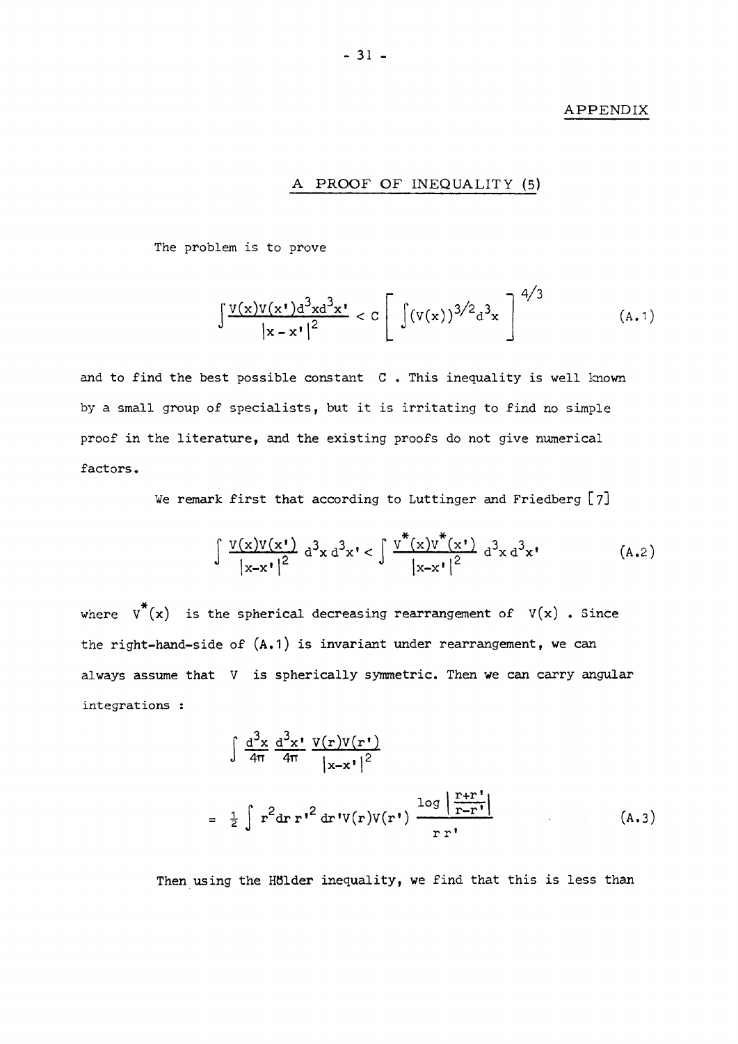## APPENDIX

### A PROOF OF INEQUALITY (5)

The problem is to prove

$$\int \frac{V(x)V(x')d^3x d^3x'}{|x-x'|^2} < C\left[\int (V(x))^{3/2}d^3x\right]^{4/3} \tag{A.1}$$

and to find the best possible constant $C$. This inequality is well known by a small group of specialists, but it is irritating to find no simple proof in the literature, and the existing proofs do not give numerical factors.

We remark first that according to Luttinger and Friedberg [7]

$$\int \frac{V(x)V(x')}{|x-x'|^2}\, d^3x\, d^3x' < \int \frac{V^*(x)V^*(x')}{|x-x'|^2}\, d^3x\, d^3x' \tag{A.2}$$

where $V^*(x)$ is the spherical decreasing rearrangement of $V(x)$. Since the right-hand-side of (A.1) is invariant under rearrangement, we can always assume that $V$ is spherically symmetric. Then we can carry angular integrations :

$$\begin{aligned}
&\int \frac{d^3x}{4\pi}\frac{d^3x'}{4\pi}\frac{V(r)V(r')}{|x-x'|^2} \\
&= \frac{1}{2}\int r^2 dr\, r'^2\, dr' V(r)V(r')\,\frac{\log\left|\frac{r+r'}{r-r'}\right|}{r\,r'}
\end{aligned} \tag{A.3}$$

Then using the Hölder inequality, we find that this is less than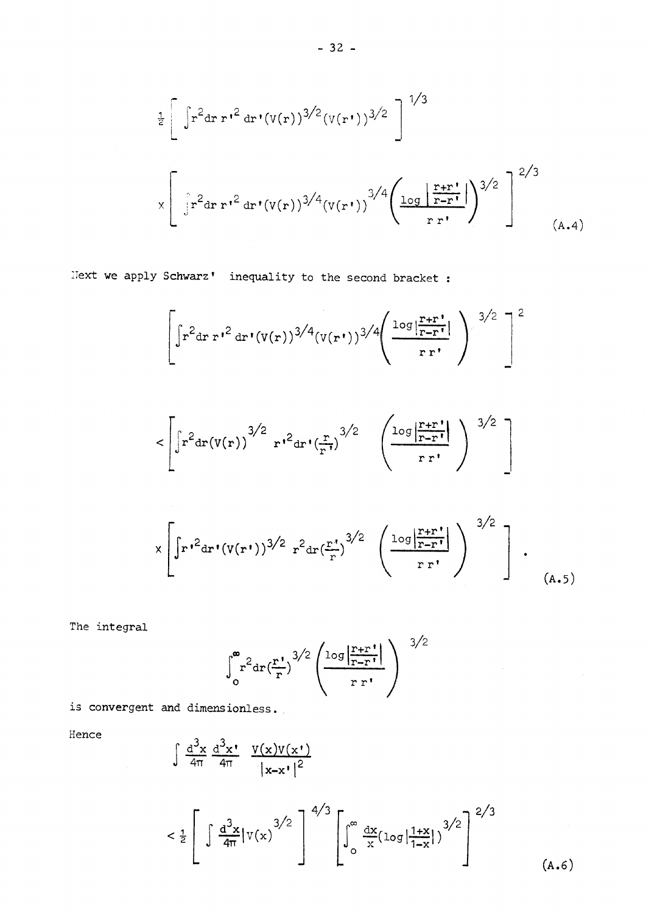$$
\frac{1}{2}\left[\int r^2 dr\, r'^2\, dr' (V(r))^{3/2} (V(r'))^{3/2}\right]^{1/3}
$$

$$
\times\left[\int r^2 dr\, r'^2\, dr' (V(r))^{3/4} (V(r'))^{3/4} \left(\frac{\log\left|\frac{r+r'}{r-r'}\right|}{r\, r'}\right)^{3/2}\right]^{2/3} \tag{A.4}
$$

Next we apply Schwarz' inequality to the second bracket :

$$
\left[\int r^2 dr\, r'^2\, dr' (V(r))^{3/4} (V(r'))^{3/4} \left(\frac{\log\left|\frac{r+r'}{r-r'}\right|}{r\, r'}\right)^{3/2}\right]^{2}
$$

$$
< \left[\int r^2 dr (V(r))^{3/2}\, r'^2 dr' \left(\frac{r}{r'}\right)^{3/2} \left(\frac{\log\left|\frac{r+r'}{r-r'}\right|}{r\, r'}\right)^{3/2}\right]
$$

$$
\times \left[\int r'^2 dr' (V(r'))^{3/2}\, r^2 dr \left(\frac{r'}{r}\right)^{3/2} \left(\frac{\log\left|\frac{r+r'}{r-r'}\right|}{r\, r'}\right)^{3/2}\right] . \tag{A.5}
$$

The integral

$$
\int_0^{\infty} r^2 dr \left(\frac{r'}{r}\right)^{3/2} \left(\frac{\log\left|\frac{r+r'}{r-r'}\right|}{r\, r'}\right)^{3/2}
$$

is convergent and dimensionless.

Hence

$$
\int \frac{d^3x}{4\pi}\frac{d^3x'}{4\pi} \frac{V(x)V(x')}{|x-x'|^2}
$$

$$
< \frac{1}{2}\left[\int \frac{d^3x}{4\pi} |V(x)|^{3/2}\right]^{4/3} \left[\int_0^{\infty} \frac{dx}{x} \left(\log\left|\frac{1+x}{1-x}\right|\right)^{3/2}\right]^{2/3} \tag{A.6}
$$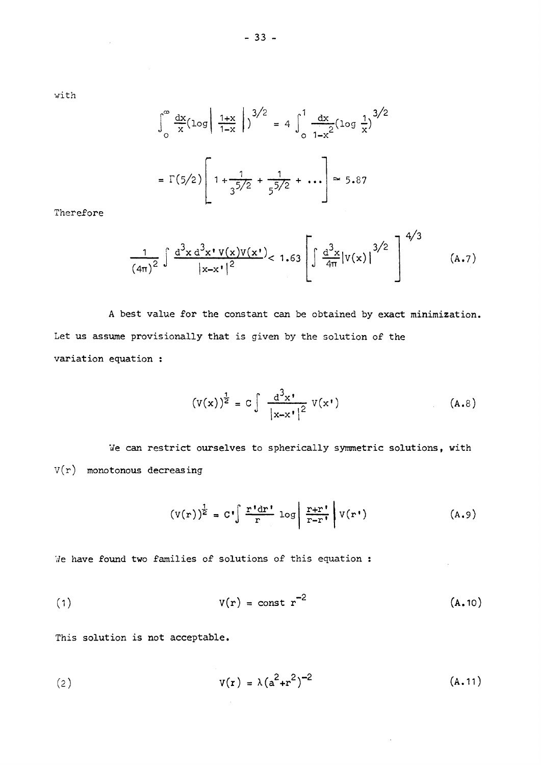with

$$\int_0^\infty \frac{dx}{x}\left(\log\left|\frac{1+x}{1-x}\right|\right)^{3/2} = 4\int_0^1 \frac{dx}{1-x^2}\left(\log\frac{1}{x}\right)^{3/2}$$

$$= \Gamma(5/2)\left[1+\frac{1}{3^{5/2}}+\frac{1}{5^{5/2}}+\ldots\right] \simeq 5.87$$

Therefore

$$\frac{1}{(4\pi)^2}\int \frac{d^3x\, d^3x'\, V(x)V(x')}{|x-x'|^2} < 1.63\left[\int \frac{d^3x}{4\pi}|V(x)|^{3/2}\right]^{4/3} \tag{A.7}$$

A best value for the constant can be obtained by exact minimization. Let us assume provisionally that is given by the solution of the variation equation :

$$(V(x))^{\frac{1}{2}} = C\int \frac{d^3x'}{|x-x'|^2}\, V(x') \tag{A.8}$$

We can restrict ourselves to spherically symmetric solutions, with $V(r)$ monotonous decreasing

$$(V(r))^{\frac{1}{2}} = C'\int \frac{r'dr'}{r}\log\left|\frac{r+r'}{r-r'}\right| V(r') \tag{A.9}$$

We have found two families of solutions of this equation :

(1)

$$V(r) = \text{const } r^{-2} \tag{A.10}$$

This solution is not acceptable.

(2)

$$V(r) = \lambda(a^2+r^2)^{-2} \tag{A.11}$$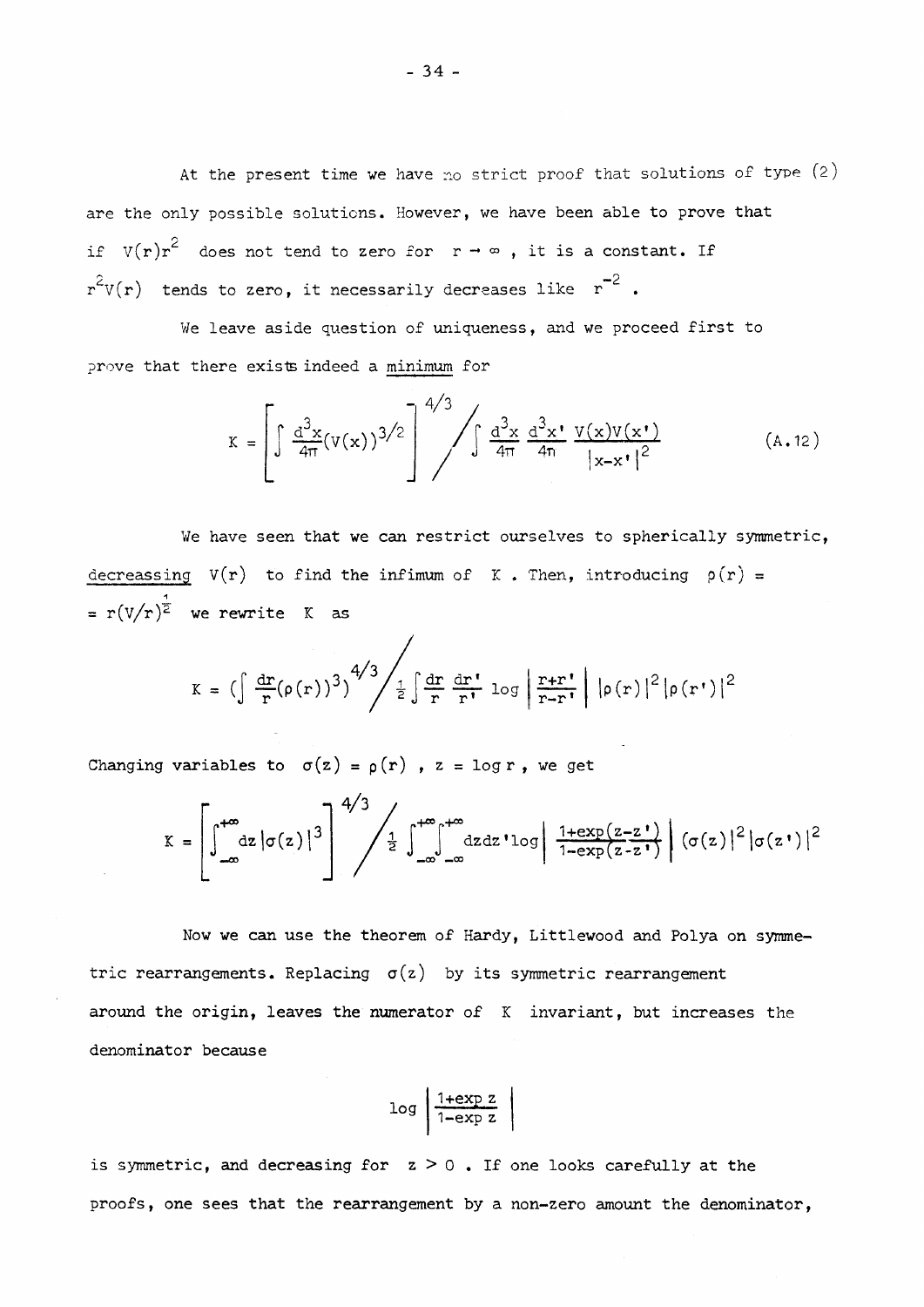At the present time we have no strict proof that solutions of type (2) are the only possible solutions. However, we have been able to prove that if $V(r)r^2$ does not tend to zero for $r \to \infty$, it is a constant. If $r^2V(r)$ tends to zero, it necessarily decreases like $r^{-2}$.

We leave aside question of uniqueness, and we proceed first to prove that there exists indeed a minimum for

$$K = \left[ \int \frac{d^3x}{4\pi} (V(x))^{3/2} \right]^{4/3} \Bigg/ \int \frac{d^3x}{4\pi} \frac{d^3x'}{4\pi} \frac{V(x)V(x')}{|x-x'|^2} \tag{A.12}$$

We have seen that we can restrict ourselves to spherically symmetric, decreasing $V(r)$ to find the infimum of $K$. Then, introducing $\rho(r) = r(V/r)^{\frac{1}{2}}$ we rewrite $K$ as

$$K = \left( \int \frac{dr}{r} (\rho(r))^3 \right)^{4/3} \Bigg/ \frac{1}{2} \int \frac{dr}{r} \frac{dr'}{r'} \log \left| \frac{r+r'}{r-r'} \right| |\rho(r)|^2 |\rho(r')|^2$$

Changing variables to $\sigma(z) = \rho(r)$, $z = \log r$, we get

$$K = \left[ \int_{-\infty}^{+\infty} dz |\sigma(z)|^3 \right]^{4/3} \Bigg/ \frac{1}{2} \int_{-\infty}^{+\infty} \int_{-\infty}^{+\infty} dz dz' \log \left| \frac{1+\exp(z-z')}{1-\exp(z-z')} \right| (\sigma(z)|^2 |\sigma(z')|^2$$

Now we can use the theorem of Hardy, Littlewood and Polya on symmetric rearrangements. Replacing $\sigma(z)$ by its symmetric rearrangement around the origin, leaves the numerator of $K$ invariant, but increases the denominator because

$$\log \left| \frac{1+\exp z}{1-\exp z} \right|$$

is symmetric, and decreasing for $z > 0$. If one looks carefully at the proofs, one sees that the rearrangement by a non-zero amount the denominator,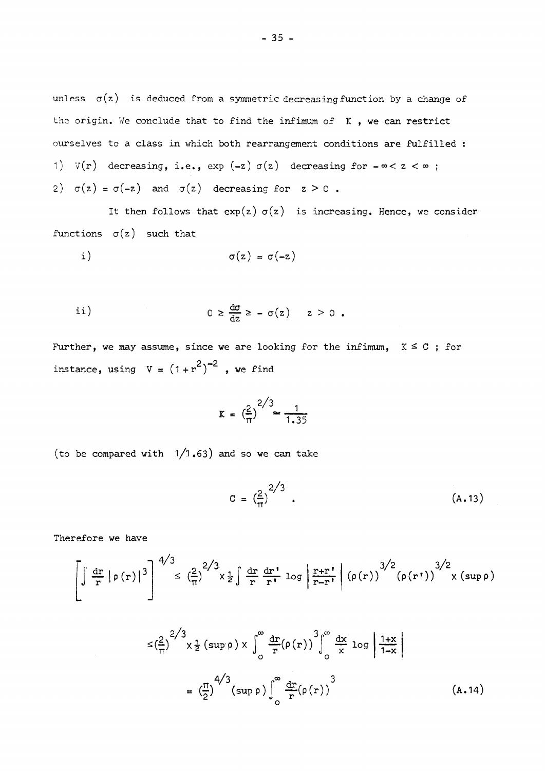unless $\sigma(z)$ is deduced from a symmetric decreasing function by a change of the origin. We conclude that to find the infimum of $K$, we can restrict ourselves to a class in which both rearrangement conditions are fulfilled :

1) $V(r)$ decreasing, i.e., $\exp(-z)\,\sigma(z)$ decreasing for $-\infty < z < \infty$ ;
2) $\sigma(z) = \sigma(-z)$ and $\sigma(z)$ decreasing for $z > 0$ .

It then follows that $\exp(z)\,\sigma(z)$ is increasing. Hence, we consider functions $\sigma(z)$ such that

i) $$\sigma(z) = \sigma(-z)$$

ii) $$0 \geq \frac{d\sigma}{dz} \geq -\sigma(z) \qquad z > 0 .$$

Further, we may assume, since we are looking for the infimum, $K \leq C$ ; for instance, using $V = (1+r^2)^{-2}$ , we find

$$K = \left(\frac{2}{\pi}\right)^{2/3} \simeq \frac{1}{1.35}$$

(to be compared with $1/1.63$) and so we can take

$$C = \left(\frac{2}{\pi}\right)^{2/3} . \tag{A.13}$$

Therefore we have

$$\left[\int \frac{dr}{r}\,|\rho(r)|^3\right]^{4/3} \leq \left(\frac{2}{\pi}\right)^{2/3} \times \frac{1}{2}\int \frac{dr}{r}\,\frac{dr'}{r'}\,\log\left|\frac{r+r'}{r-r'}\right|\,(\rho(r))^{3/2}\,(\rho(r'))^{3/2} \times (\sup\rho)$$

$$\leq \left(\frac{2}{\pi}\right)^{2/3} \times \frac{1}{2}\,(\sup\rho) \times \int_0^\infty \frac{dr}{r}(\rho(r))^3 \int_0^\infty \frac{dx}{x}\,\log\left|\frac{1+x}{1-x}\right|$$

$$= \left(\frac{\pi}{2}\right)^{4/3} (\sup\rho) \int_0^\infty \frac{dr}{r}(\rho(r))^3 \tag{A.14}$$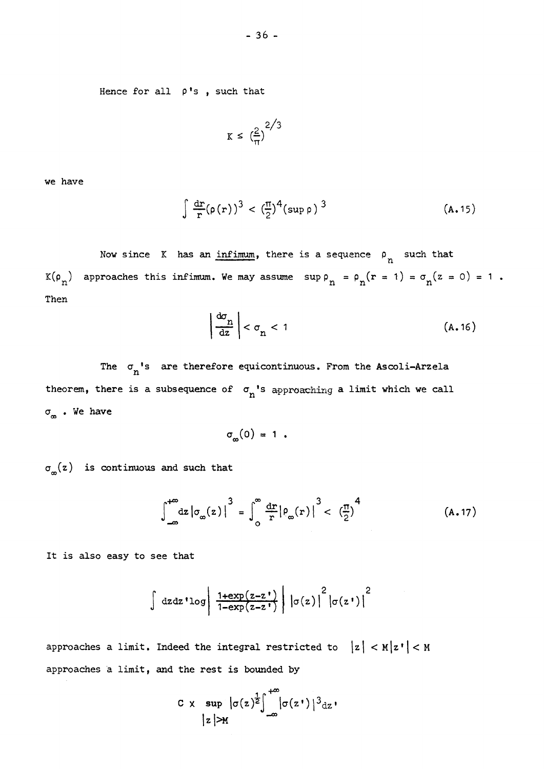Hence for all $\rho$'s , such that

$$K \leq \left(\frac{2}{\pi}\right)^{2/3}$$

we have

$$\int \frac{dr}{r}(\rho(r))^3 < \left(\frac{\pi}{2}\right)^4 (\sup \rho)^3 \tag{A.15}$$

Now since $K$ has an <u>infimum</u>, there is a sequence $\rho_n$ such that $K(\rho_n)$ approaches this infimum. We may assume $\sup \rho_n = \rho_n(r=1) = \sigma_n(z=0) = 1$ . Then

$$\left| \frac{d\sigma_n}{dz} \right| < \sigma_n < 1 \tag{A.16}$$

The $\sigma_n$'s are therefore equicontinuous. From the Ascoli-Arzela theorem, there is a subsequence of $\sigma_n$'s approaching a limit which we call $\sigma_\infty$ . We have

$$\sigma_\infty(0) = 1 \; .$$

$\sigma_\infty(z)$ is continuous and such that

$$\int_{-\infty}^{+\infty} dz \, |\sigma_\infty(z)|^3 = \int_0^\infty \frac{dr}{r} |\rho_\infty(r)|^3 < \left(\frac{\pi}{2}\right)^4 \tag{A.17}$$

It is also easy to see that

$$\int dz dz' \log \left| \frac{1+\exp(z-z')}{1-\exp(z-z')} \right| \, |\sigma(z)|^2 |\sigma(z')|^2$$

approaches a limit. Indeed the integral restricted to $|z| < M |z'| < M$ approaches a limit, and the rest is bounded by

$$C \times \sup_{|z|>M} |\sigma(z)^{\frac{1}{2}} \int_{-\infty}^{+\infty} |\sigma(z')|^3 dz'$$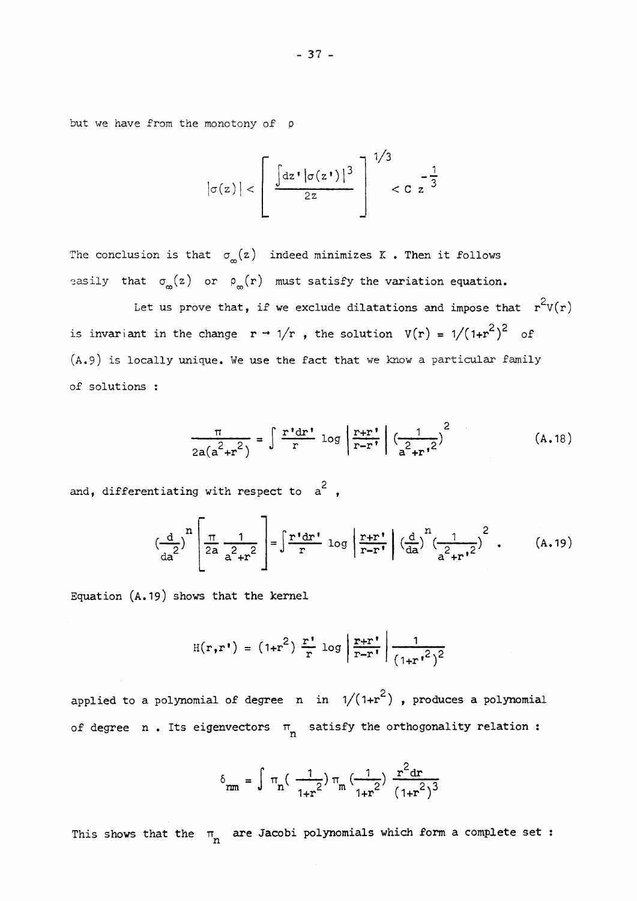but we have from the monotony of $\rho$

$$|\sigma(z)| < \left[ \frac{\int dz' |\sigma(z')|^3}{2z} \right]^{1/3} < C\, z^{-\frac{1}{3}}$$

The conclusion is that $\sigma_\infty(z)$ indeed minimizes $K$. Then it follows easily that $\sigma_\infty(z)$ or $\rho_\infty(r)$ must satisfy the variation equation.

Let us prove that, if we exclude dilatations and impose that $r^2 V(r)$ is invariant in the change $r \to 1/r$, the solution $V(r) = 1/(1+r^2)^2$ of (A.9) is locally unique. We use the fact that we know a particular family of solutions :

$$\frac{\pi}{2a(a^2+r^2)} = \int \frac{r'dr'}{r} \log \left| \frac{r+r'}{r-r'} \right| \left(\frac{1}{a^2+r'^2}\right)^2 \tag{A.18}$$

and, differentiating with respect to $a^2$,

$$\left(\frac{d}{da^2}\right)^n \left[ \frac{\pi}{2a} \frac{1}{a^2+r^2} \right] = \int \frac{r'dr'}{r} \log \left| \frac{r+r'}{r-r'} \right| \left(\frac{d}{da}\right)^n \left(\frac{1}{a^2+r'^2}\right)^2 . \tag{A.19}$$

Equation (A.19) shows that the kernel

$$H(r,r') = (1+r^2)\, \frac{r'}{r} \log \left| \frac{r+r'}{r-r'} \right| \frac{1}{(1+r'^2)^2}$$

applied to a polynomial of degree $n$ in $1/(1+r^2)$, produces a polynomial of degree $n$. Its eigenvectors $\pi_n$ satisfy the orthogonality relation :

$$\delta_{nm} = \int \pi_n\left(\frac{1}{1+r^2}\right) \pi_m\left(\frac{1}{1+r^2}\right) \frac{r^2 dr}{(1+r^2)^3}$$

This shows that the $\pi_n$ are Jacobi polynomials which form a complete set :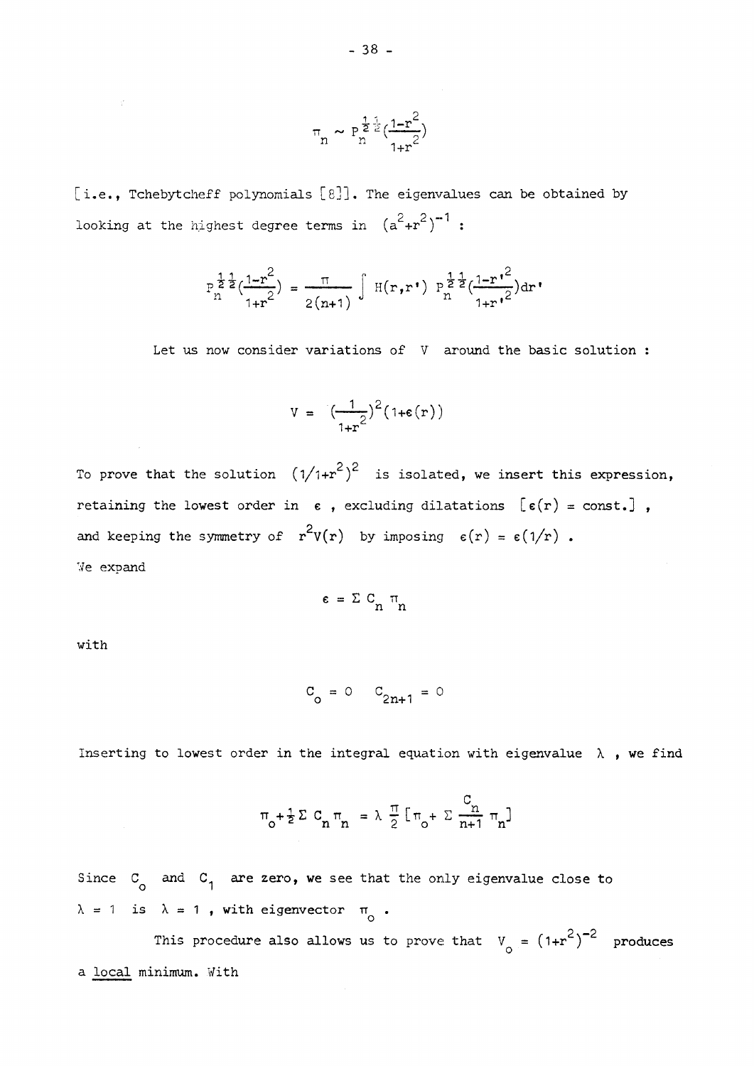$$\pi_n \sim P_n^{\frac{1}{2}\frac{1}{2}}\left(\frac{1-r^2}{1+r^2}\right)$$

[i.e., Tchebytcheff polynomials [8]]. The eigenvalues can be obtained by looking at the highest degree terms in $(a^2+r^2)^{-1}$ :

$$P_n^{\frac{1}{2}\frac{1}{2}}\left(\frac{1-r^2}{1+r^2}\right) = \frac{\pi}{2(n+1)} \int H(r,r')\, P_n^{\frac{1}{2}\frac{1}{2}}\left(\frac{1-r'^2}{1+r'^2}\right)dr'$$

Let us now consider variations of $V$ around the basic solution :

$$V = \left(\frac{1}{1+r^2}\right)^2(1+\epsilon(r))$$

To prove that the solution $(1/1+r^2)^2$ is isolated, we insert this expression, retaining the lowest order in $\epsilon$ , excluding dilatations $[\epsilon(r) = \text{const.}]$ , and keeping the symmetry of $r^2V(r)$ by imposing $\epsilon(r) = \epsilon(1/r)$ .
We expand

$$\epsilon = \Sigma\, C_n\, \pi_n$$

with

$$C_o = 0 \quad C_{2n+1} = 0$$

Inserting to lowest order in the integral equation with eigenvalue $\lambda$ , we find

$$\pi_o + \tfrac{1}{2}\Sigma\, C_n \pi_n = \lambda\, \frac{\pi}{2}\left[\pi_o + \Sigma\, \frac{C_n}{n+1}\, \pi_n\right]$$

Since $C_o$ and $C_1$ are zero, we see that the only eigenvalue close to $\lambda = 1$ is $\lambda = 1$ , with eigenvector $\pi_o$ .

This procedure also allows us to prove that $V_o = (1+r^2)^{-2}$ produces a <u>local</u> minimum. With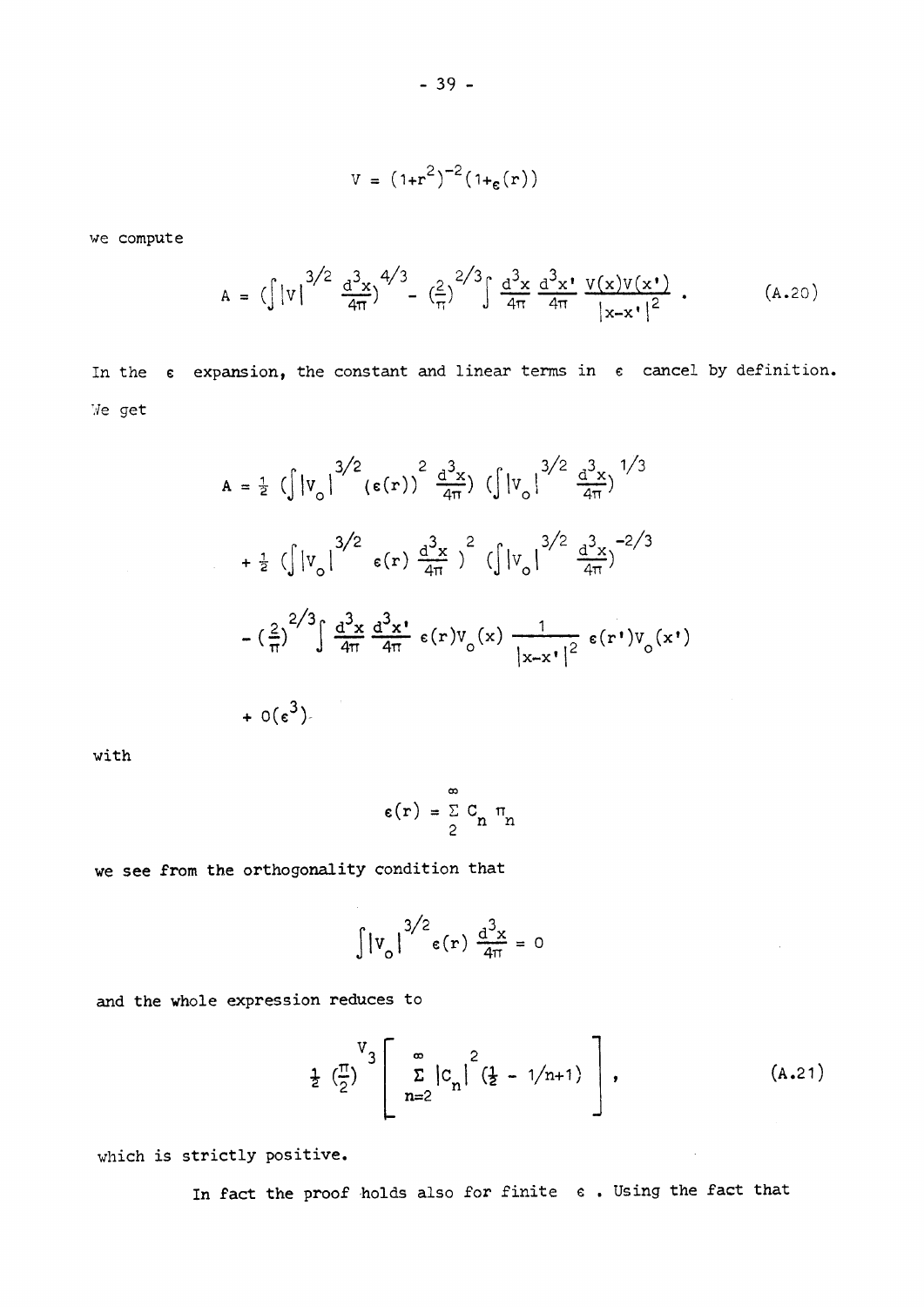$$V = (1+r^2)^{-2}(1+\epsilon(r))$$

we compute

$$A = \left(\int |V|^{3/2} \frac{d^3x}{4\pi}\right)^{4/3} - \left(\frac{2}{\pi}\right)^{2/3} \int \frac{d^3x}{4\pi} \frac{d^3x'}{4\pi} \frac{V(x)V(x')}{|x-x'|^2} \ . \tag{A.20}$$

In the $\epsilon$ expansion, the constant and linear terms in $\epsilon$ cancel by definition. We get

$$\begin{aligned}
A = & \ \tfrac{1}{2} \left(\int |V_o|^{3/2} (\epsilon(r))^2 \frac{d^3x}{4\pi}\right) \left(\int |V_o|^{3/2} \frac{d^3x}{4\pi}\right)^{1/3} \\
& + \tfrac{1}{2} \left(\int |V_o|^{3/2} \epsilon(r) \frac{d^3x}{4\pi}\right)^2 \left(\int |V_o|^{3/2} \frac{d^3x}{4\pi}\right)^{-2/3} \\
& - \left(\frac{2}{\pi}\right)^{2/3} \int \frac{d^3x}{4\pi} \frac{d^3x'}{4\pi} \epsilon(r) V_o(x) \frac{1}{|x-x'|^2} \epsilon(r') V_o(x') \\
& + O(\epsilon^3)
\end{aligned}$$

with

$$\epsilon(r) = \sum_{2}^{\infty} C_n \pi_n$$

we see from the orthogonality condition that

$$\int |V_o|^{3/2} \epsilon(r) \frac{d^3x}{4\pi} = 0$$

and the whole expression reduces to

$$\tfrac{1}{2} \left(\frac{\pi}{2}\right)^{V_3} \left[ \sum_{n=2}^{\infty} |C_n|^2 \left(\tfrac{1}{2} - 1/n+1\right) \right], \tag{A.21}$$

which is strictly positive.

In fact the proof holds also for finite $\epsilon$. Using the fact that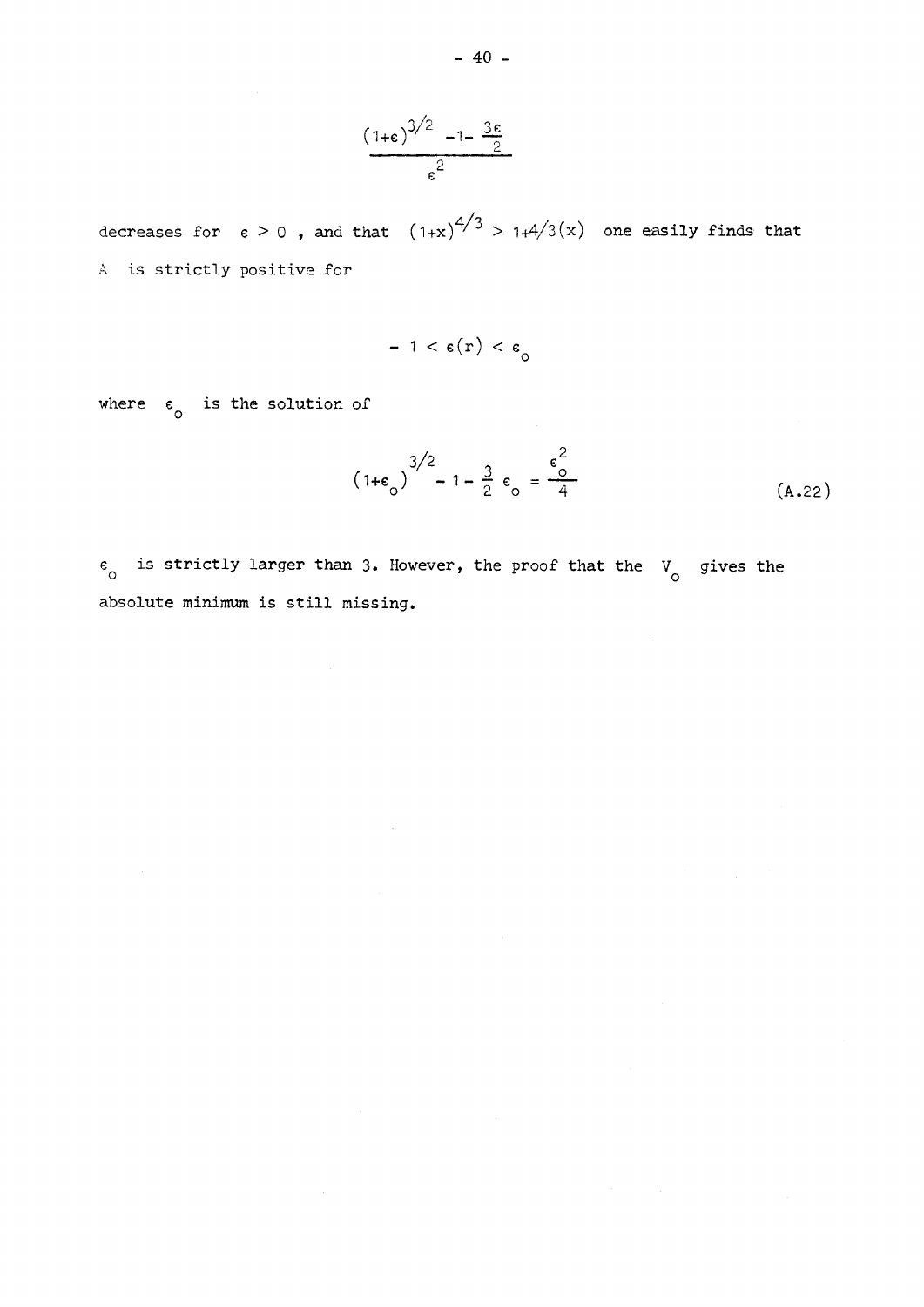$$\frac{(1+\epsilon)^{3/2} - 1 - \frac{3\epsilon}{2}}{\epsilon^2}$$

decreases for $\epsilon > 0$, and that $(1+x)^{4/3} > 1+4/3(x)$ one easily finds that A is strictly positive for

$$-1 < \epsilon(r) < \epsilon_o$$

where $\epsilon_o$ is the solution of

$$(1+\epsilon_o)^{3/2} - 1 - \frac{3}{2}\epsilon_o = \frac{\epsilon_o^2}{4} \tag{A.22}$$

$\epsilon_o$ is strictly larger than 3. However, the proof that the $V_o$ gives the absolute minimum is still missing.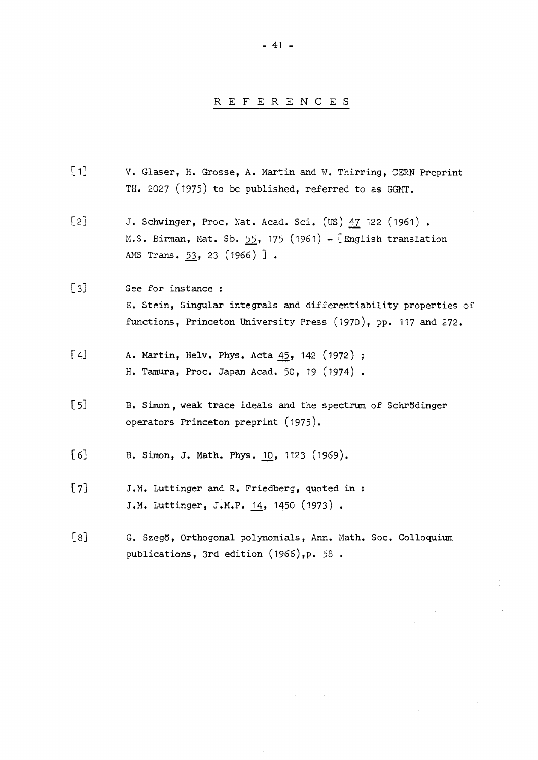# REFERENCES

[1] V. Glaser, H. Grosse, A. Martin and W. Thirring, CERN Preprint TH. 2027 (1975) to be published, referred to as GGMT.

[2] J. Schwinger, Proc. Nat. Acad. Sci. (US) 47 122 (1961). M.S. Birman, Mat. Sb. 55, 175 (1961) – [English translation AMS Trans. 53, 23 (1966) ].

[3] See for instance : E. Stein, Singular integrals and differentiability properties of functions, Princeton University Press (1970), pp. 117 and 272.

[4] A. Martin, Helv. Phys. Acta 45, 142 (1972) ; H. Tamura, Proc. Japan Acad. 50, 19 (1974).

[5] B. Simon, weak trace ideals and the spectrum of Schrödinger operators Princeton preprint (1975).

[6] B. Simon, J. Math. Phys. 10, 1123 (1969).

[7] J.M. Luttinger and R. Friedberg, quoted in : J.M. Luttinger, J.M.P. 14, 1450 (1973).

[8] G. Szegö, Orthogonal polynomials, Ann. Math. Soc. Colloquium publications, 3rd edition (1966), p. 58.